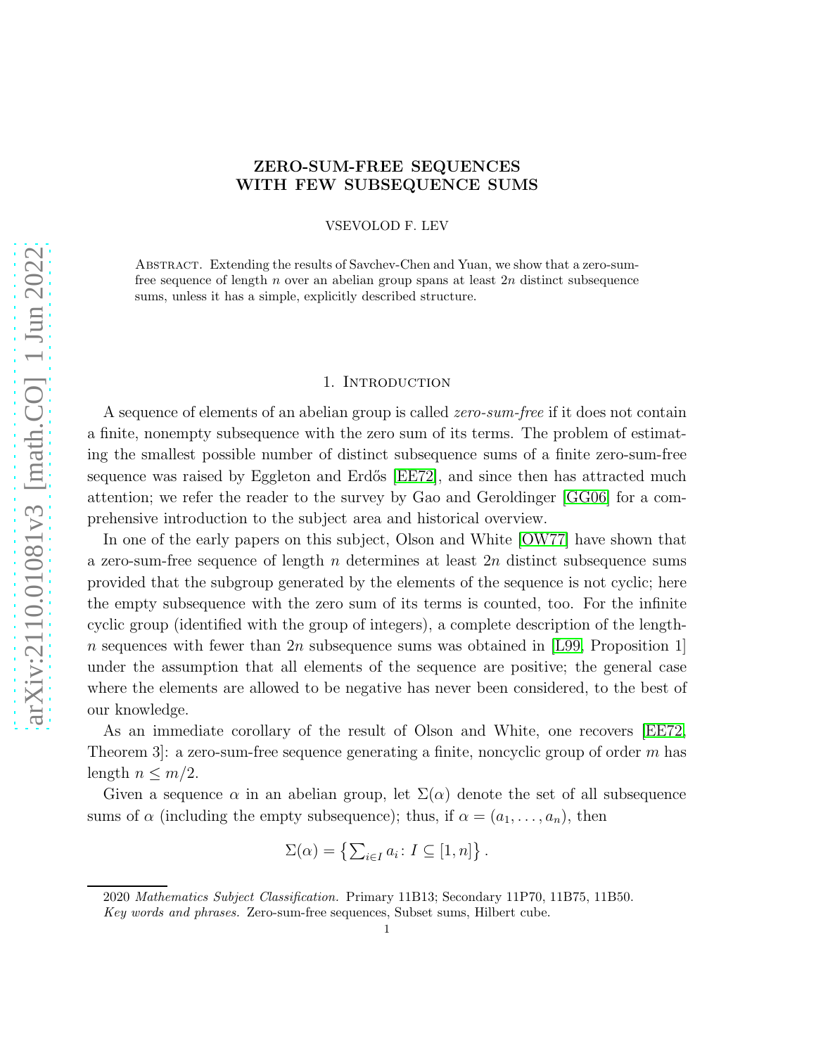# ZERO-SUM-FREE SEQUENCES WITH FEW SUBSEQUENCE SUMS

VSEVOLOD F. LEV

Abstract. Extending the results of Savchev-Chen and Yuan, we show that a zero-sum-free sequence of length $n$ over an abelian group spans at least $2n$ distinct subsequence sums, unless it has a simple, explicitly described structure.

## 1. Introduction

A sequence of elements of an abelian group is called *zero-sum-free* if it does not contain a finite, nonempty subsequence with the zero sum of its terms. The problem of estimating the smallest possible number of distinct subsequence sums of a finite zero-sum-free sequence was raised by Eggleton and Erdős [EE72], and since then has attracted much attention; we refer the reader to the survey by Gao and Geroldinger [GG06] for a comprehensive introduction to the subject area and historical overview.

In one of the early papers on this subject, Olson and White [OW77] have shown that a zero-sum-free sequence of length $n$ determines at least $2n$ distinct subsequence sums provided that the subgroup generated by the elements of the sequence is not cyclic; here the empty subsequence with the zero sum of its terms is counted, too. For the infinite cyclic group (identified with the group of integers), a complete description of the length-$n$ sequences with fewer than $2n$ subsequence sums was obtained in [L99, Proposition 1] under the assumption that all elements of the sequence are positive; the general case where the elements are allowed to be negative has never been considered, to the best of our knowledge.

As an immediate corollary of the result of Olson and White, one recovers [EE72, Theorem 3]: a zero-sum-free sequence generating a finite, noncyclic group of order $m$ has length $n \le m/2$.

Given a sequence $\alpha$ in an abelian group, let $\Sigma(\alpha)$ denote the set of all subsequence sums of $\alpha$ (including the empty subsequence); thus, if $\alpha = (a_1, \dots, a_n)$, then

$$\Sigma(\alpha) = \left\{ \sum_{i \in I} a_i \colon I \subseteq [1, n] \right\}.$$

2020 *Mathematics Subject Classification.* Primary 11B13; Secondary 11P70, 11B75, 11B50.

*Key words and phrases.* Zero-sum-free sequences, Subset sums, Hilbert cube.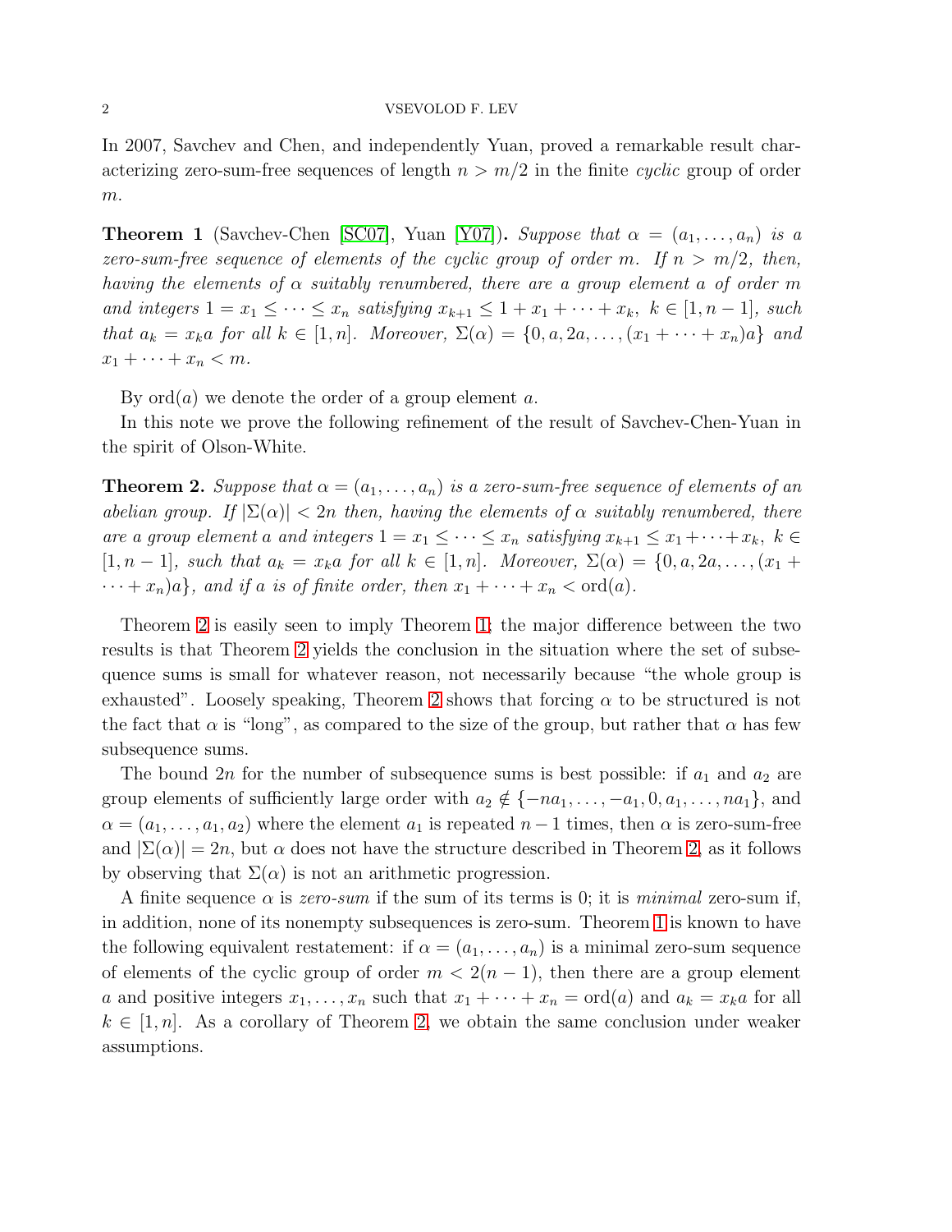In 2007, Savchev and Chen, and independently Yuan, proved a remarkable result characterizing zero-sum-free sequences of length $n > m/2$ in the finite *cyclic* group of order $m$.

**Theorem 1** (Savchev-Chen [SC07], Yuan [Y07])**.** *Suppose that $\alpha = (a_1, \dots, a_n)$ is a zero-sum-free sequence of elements of the cyclic group of order $m$. If $n > m/2$, then, having the elements of $\alpha$ suitably renumbered, there are a group element $a$ of order $m$ and integers $1 = x_1 \le \dots \le x_n$ satisfying $x_{k+1} \le 1 + x_1 + \dots + x_k,\ k \in [1, n-1]$, such that $a_k = x_k a$ for all $k \in [1, n]$. Moreover, $\Sigma(\alpha) = \{0, a, 2a, \dots, (x_1 + \dots + x_n)a\}$ and $x_1 + \dots + x_n < m$.*

By $\operatorname{ord}(a)$ we denote the order of a group element $a$.

In this note we prove the following refinement of the result of Savchev-Chen-Yuan in the spirit of Olson-White.

**Theorem 2.** *Suppose that $\alpha = (a_1, \dots, a_n)$ is a zero-sum-free sequence of elements of an abelian group. If $|\Sigma(\alpha)| < 2n$ then, having the elements of $\alpha$ suitably renumbered, there are a group element $a$ and integers $1 = x_1 \le \dots \le x_n$ satisfying $x_{k+1} \le x_1 + \dots + x_k,\ k \in [1, n-1]$, such that $a_k = x_k a$ for all $k \in [1, n]$. Moreover, $\Sigma(\alpha) = \{0, a, 2a, \dots, (x_1 + \dots + x_n)a\}$, and if $a$ is of finite order, then $x_1 + \dots + x_n < \operatorname{ord}(a)$.*

Theorem 2 is easily seen to imply Theorem 1; the major difference between the two results is that Theorem 2 yields the conclusion in the situation where the set of subsequence sums is small for whatever reason, not necessarily because "the whole group is exhausted". Loosely speaking, Theorem 2 shows that forcing $\alpha$ to be structured is not the fact that $\alpha$ is "long", as compared to the size of the group, but rather that $\alpha$ has few subsequence sums.

The bound $2n$ for the number of subsequence sums is best possible: if $a_1$ and $a_2$ are group elements of sufficiently large order with $a_2 \notin \{-na_1, \dots, -a_1, 0, a_1, \dots, na_1\}$, and $\alpha = (a_1, \dots, a_1, a_2)$ where the element $a_1$ is repeated $n-1$ times, then $\alpha$ is zero-sum-free and $|\Sigma(\alpha)| = 2n$, but $\alpha$ does not have the structure described in Theorem 2, as it follows by observing that $\Sigma(\alpha)$ is not an arithmetic progression.

A finite sequence $\alpha$ is *zero-sum* if the sum of its terms is 0; it is *minimal* zero-sum if, in addition, none of its nonempty subsequences is zero-sum. Theorem 1 is known to have the following equivalent restatement: if $\alpha = (a_1, \dots, a_n)$ is a minimal zero-sum sequence of elements of the cyclic group of order $m < 2(n-1)$, then there are a group element $a$ and positive integers $x_1, \dots, x_n$ such that $x_1 + \dots + x_n = \operatorname{ord}(a)$ and $a_k = x_k a$ for all $k \in [1, n]$. As a corollary of Theorem 2, we obtain the same conclusion under weaker assumptions.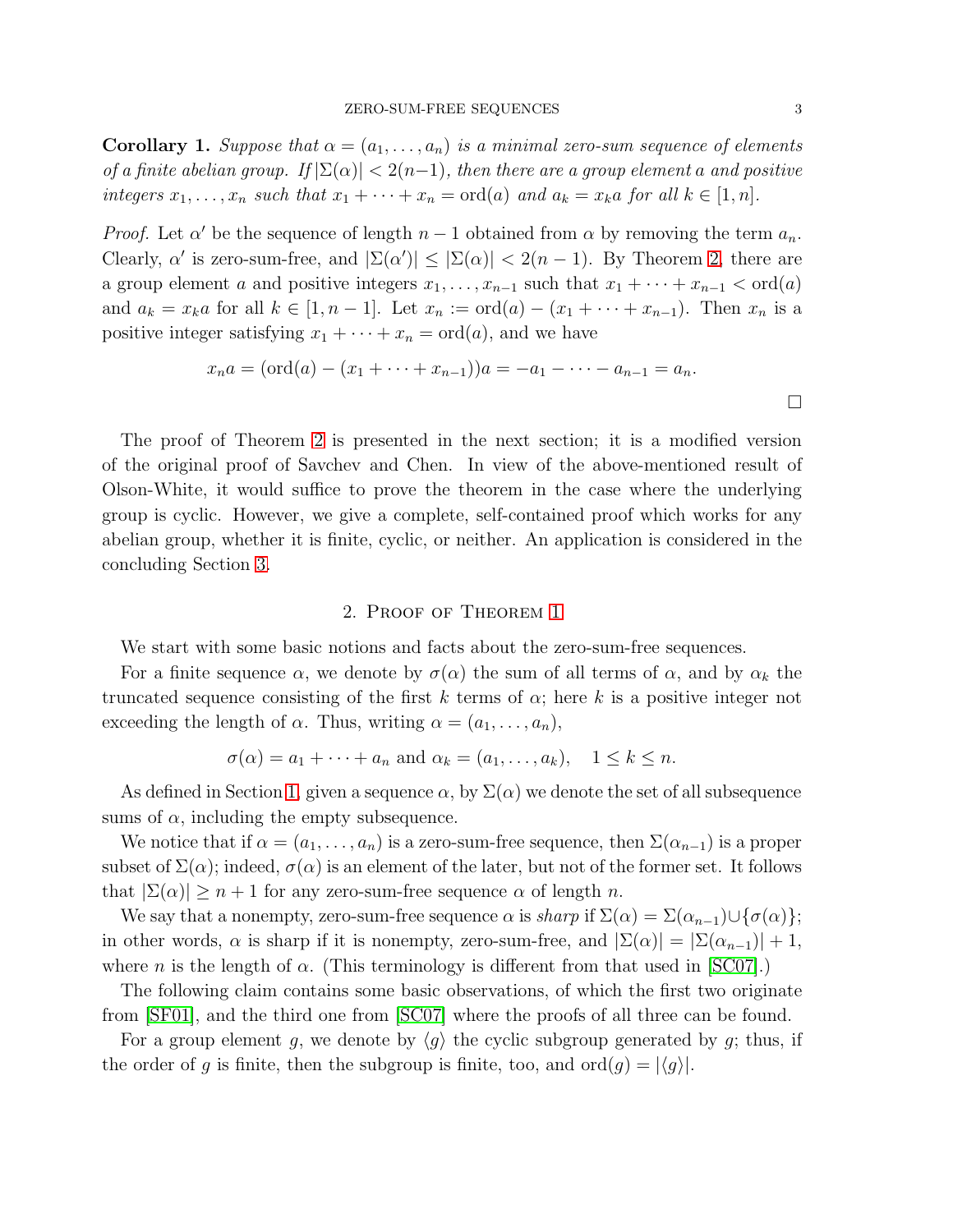**Corollary 1.** *Suppose that $\alpha = (a_1, \dots, a_n)$ is a minimal zero-sum sequence of elements of a finite abelian group. If $|\Sigma(\alpha)| < 2(n-1)$, then there are a group element $a$ and positive integers $x_1, \dots, x_n$ such that $x_1 + \cdots + x_n = \operatorname{ord}(a)$ and $a_k = x_k a$ for all $k \in [1, n]$.*

*Proof.* Let $\alpha'$ be the sequence of length $n-1$ obtained from $\alpha$ by removing the term $a_n$. Clearly, $\alpha'$ is zero-sum-free, and $|\Sigma(\alpha')| \leq |\Sigma(\alpha)| < 2(n-1)$. By Theorem 2, there are a group element $a$ and positive integers $x_1, \dots, x_{n-1}$ such that $x_1 + \cdots + x_{n-1} < \operatorname{ord}(a)$ and $a_k = x_k a$ for all $k \in [1, n-1]$. Let $x_n := \operatorname{ord}(a) - (x_1 + \cdots + x_{n-1})$. Then $x_n$ is a positive integer satisfying $x_1 + \cdots + x_n = \operatorname{ord}(a)$, and we have

$$x_n a = (\operatorname{ord}(a) - (x_1 + \cdots + x_{n-1}))a = -a_1 - \cdots - a_{n-1} = a_n.$$

□

The proof of Theorem 2 is presented in the next section; it is a modified version of the original proof of Savchev and Chen. In view of the above-mentioned result of Olson-White, it would suffice to prove the theorem in the case where the underlying group is cyclic. However, we give a complete, self-contained proof which works for any abelian group, whether it is finite, cyclic, or neither. An application is considered in the concluding Section 3.

## 2. Proof of Theorem 1

We start with some basic notions and facts about the zero-sum-free sequences.

For a finite sequence $\alpha$, we denote by $\sigma(\alpha)$ the sum of all terms of $\alpha$, and by $\alpha_k$ the truncated sequence consisting of the first $k$ terms of $\alpha$; here $k$ is a positive integer not exceeding the length of $\alpha$. Thus, writing $\alpha = (a_1, \dots, a_n)$,

$$\sigma(\alpha) = a_1 + \cdots + a_n \text{ and } \alpha_k = (a_1, \dots, a_k), \quad 1 \leq k \leq n.$$

As defined in Section 1, given a sequence $\alpha$, by $\Sigma(\alpha)$ we denote the set of all subsequence sums of $\alpha$, including the empty subsequence.

We notice that if $\alpha = (a_1, \dots, a_n)$ is a zero-sum-free sequence, then $\Sigma(\alpha_{n-1})$ is a proper subset of $\Sigma(\alpha)$; indeed, $\sigma(\alpha)$ is an element of the later, but not of the former set. It follows that $|\Sigma(\alpha)| \geq n+1$ for any zero-sum-free sequence $\alpha$ of length $n$.

We say that a nonempty, zero-sum-free sequence $\alpha$ is *sharp* if $\Sigma(\alpha) = \Sigma(\alpha_{n-1}) \cup \{\sigma(\alpha)\}$; in other words, $\alpha$ is sharp if it is nonempty, zero-sum-free, and $|\Sigma(\alpha)| = |\Sigma(\alpha_{n-1})| + 1$, where $n$ is the length of $\alpha$. (This terminology is different from that used in [SC07].)

The following claim contains some basic observations, of which the first two originate from [SF01], and the third one from [SC07] where the proofs of all three can be found.

For a group element $g$, we denote by $\langle g \rangle$ the cyclic subgroup generated by $g$; thus, if the order of $g$ is finite, then the subgroup is finite, too, and $\operatorname{ord}(g) = |\langle g \rangle|$.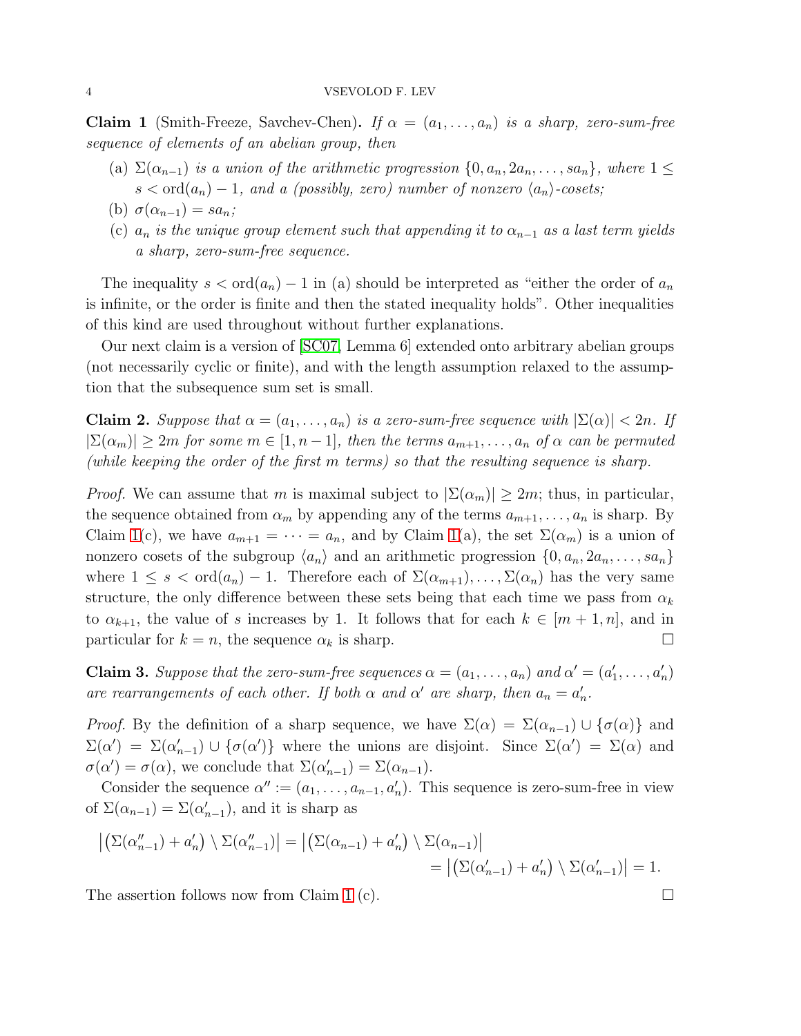**Claim 1** (Smith-Freeze, Savchev-Chen)**.** *If $\alpha = (a_1, \dots, a_n)$ is a sharp, zero-sum-free sequence of elements of an abelian group, then*

(a) *$\Sigma(\alpha_{n-1})$ is a union of the arithmetic progression $\{0, a_n, 2a_n, \dots, sa_n\}$, where $1 \le s < \operatorname{ord}(a_n) - 1$, and a (possibly, zero) number of nonzero $\langle a_n \rangle$-cosets;*

(b) *$\sigma(\alpha_{n-1}) = sa_n$;*

(c) *$a_n$ is the unique group element such that appending it to $\alpha_{n-1}$ as a last term yields a sharp, zero-sum-free sequence.*

The inequality $s < \operatorname{ord}(a_n) - 1$ in (a) should be interpreted as "either the order of $a_n$ is infinite, or the order is finite and then the stated inequality holds". Other inequalities of this kind are used throughout without further explanations.

Our next claim is a version of [SC07, Lemma 6] extended onto arbitrary abelian groups (not necessarily cyclic or finite), and with the length assumption relaxed to the assumption that the subsequence sum set is small.

**Claim 2.** *Suppose that $\alpha = (a_1, \dots, a_n)$ is a zero-sum-free sequence with $|\Sigma(\alpha)| < 2n$. If $|\Sigma(\alpha_m)| \ge 2m$ for some $m \in [1, n-1]$, then the terms $a_{m+1}, \dots, a_n$ of $\alpha$ can be permuted (while keeping the order of the first $m$ terms) so that the resulting sequence is sharp.*

*Proof.* We can assume that $m$ is maximal subject to $|\Sigma(\alpha_m)| \ge 2m$; thus, in particular, the sequence obtained from $\alpha_m$ by appending any of the terms $a_{m+1}, \dots, a_n$ is sharp. By Claim 1(c), we have $a_{m+1} = \dots = a_n$, and by Claim 1(a), the set $\Sigma(\alpha_m)$ is a union of nonzero cosets of the subgroup $\langle a_n \rangle$ and an arithmetic progression $\{0, a_n, 2a_n, \dots, sa_n\}$ where $1 \le s < \operatorname{ord}(a_n) - 1$. Therefore each of $\Sigma(\alpha_{m+1}), \dots, \Sigma(\alpha_n)$ has the very same structure, the only difference between these sets being that each time we pass from $\alpha_k$ to $\alpha_{k+1}$, the value of $s$ increases by 1. It follows that for each $k \in [m+1, n]$, and in particular for $k = n$, the sequence $\alpha_k$ is sharp. $\square$

**Claim 3.** *Suppose that the zero-sum-free sequences $\alpha = (a_1, \dots, a_n)$ and $\alpha' = (a'_1, \dots, a'_n)$ are rearrangements of each other. If both $\alpha$ and $\alpha'$ are sharp, then $a_n = a'_n$.*

*Proof.* By the definition of a sharp sequence, we have $\Sigma(\alpha) = \Sigma(\alpha_{n-1}) \cup \{\sigma(\alpha)\}$ and $\Sigma(\alpha') = \Sigma(\alpha'_{n-1}) \cup \{\sigma(\alpha')\}$ where the unions are disjoint. Since $\Sigma(\alpha') = \Sigma(\alpha)$ and $\sigma(\alpha') = \sigma(\alpha)$, we conclude that $\Sigma(\alpha'_{n-1}) = \Sigma(\alpha_{n-1})$.

Consider the sequence $\alpha'' := (a_1, \dots, a_{n-1}, a'_n)$. This sequence is zero-sum-free in view of $\Sigma(\alpha_{n-1}) = \Sigma(\alpha'_{n-1})$, and it is sharp as

$$\left|\left(\Sigma(\alpha''_{n-1}) + a'_n\right) \setminus \Sigma(\alpha''_{n-1})\right| = \left|\left(\Sigma(\alpha_{n-1}) + a'_n\right) \setminus \Sigma(\alpha_{n-1})\right|$$
$$= \left|\left(\Sigma(\alpha'_{n-1}) + a'_n\right) \setminus \Sigma(\alpha'_{n-1})\right| = 1.$$

The assertion follows now from Claim 1 (c). $\square$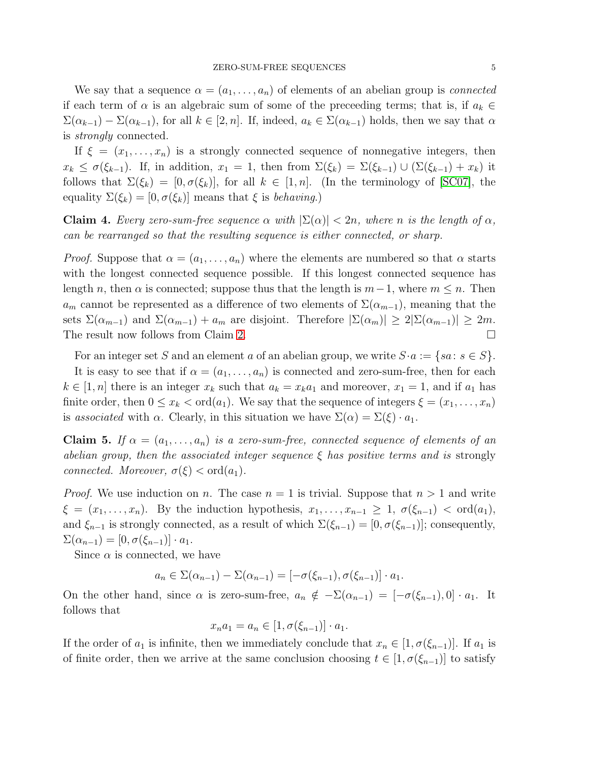We say that a sequence $\alpha = (a_1, \dots, a_n)$ of elements of an abelian group is *connected* if each term of $\alpha$ is an algebraic sum of some of the preceeding terms; that is, if $a_k \in \Sigma(\alpha_{k-1}) - \Sigma(\alpha_{k-1})$, for all $k \in [2, n]$. If, indeed, $a_k \in \Sigma(\alpha_{k-1})$ holds, then we say that $\alpha$ is *strongly* connected.

If $\xi = (x_1, \dots, x_n)$ is a strongly connected sequence of nonnegative integers, then $x_k \le \sigma(\xi_{k-1})$. If, in addition, $x_1 = 1$, then from $\Sigma(\xi_k) = \Sigma(\xi_{k-1}) \cup (\Sigma(\xi_{k-1}) + x_k)$ it follows that $\Sigma(\xi_k) = [0, \sigma(\xi_k)]$, for all $k \in [1, n]$. (In the terminology of [SC07], the equality $\Sigma(\xi_k) = [0, \sigma(\xi_k)]$ means that $\xi$ is *behaving*.)

**Claim 4.** *Every zero-sum-free sequence $\alpha$ with $|\Sigma(\alpha)| < 2n$, where $n$ is the length of $\alpha$, can be rearranged so that the resulting sequence is either connected, or sharp.*

*Proof.* Suppose that $\alpha = (a_1, \dots, a_n)$ where the elements are numbered so that $\alpha$ starts with the longest connected sequence possible. If this longest connected sequence has length $n$, then $\alpha$ is connected; suppose thus that the length is $m-1$, where $m \le n$. Then $a_m$ cannot be represented as a difference of two elements of $\Sigma(\alpha_{m-1})$, meaning that the sets $\Sigma(\alpha_{m-1})$ and $\Sigma(\alpha_{m-1}) + a_m$ are disjoint. Therefore $|\Sigma(\alpha_m)| \ge 2|\Sigma(\alpha_{m-1})| \ge 2m$. The result now follows from Claim 2. $\square$

For an integer set $S$ and an element $a$ of an abelian group, we write $S \cdot a := \{sa \colon s \in S\}$.

It is easy to see that if $\alpha = (a_1, \dots, a_n)$ is connected and zero-sum-free, then for each $k \in [1, n]$ there is an integer $x_k$ such that $a_k = x_k a_1$ and moreover, $x_1 = 1$, and if $a_1$ has finite order, then $0 \le x_k < \operatorname{ord}(a_1)$. We say that the sequence of integers $\xi = (x_1, \dots, x_n)$ is *associated* with $\alpha$. Clearly, in this situation we have $\Sigma(\alpha) = \Sigma(\xi) \cdot a_1$.

**Claim 5.** *If $\alpha = (a_1, \dots, a_n)$ is a zero-sum-free, connected sequence of elements of an abelian group, then the associated integer sequence $\xi$ has positive terms and is* strongly *connected. Moreover, $\sigma(\xi) < \operatorname{ord}(a_1)$.*

*Proof.* We use induction on $n$. The case $n = 1$ is trivial. Suppose that $n > 1$ and write $\xi = (x_1, \dots, x_n)$. By the induction hypothesis, $x_1, \dots, x_{n-1} \ge 1$, $\sigma(\xi_{n-1}) < \operatorname{ord}(a_1)$, and $\xi_{n-1}$ is strongly connected, as a result of which $\Sigma(\xi_{n-1}) = [0, \sigma(\xi_{n-1})]$; consequently, $\Sigma(\alpha_{n-1}) = [0, \sigma(\xi_{n-1})] \cdot a_1$.

Since $\alpha$ is connected, we have

$$a_n \in \Sigma(\alpha_{n-1}) - \Sigma(\alpha_{n-1}) = [-\sigma(\xi_{n-1}), \sigma(\xi_{n-1})] \cdot a_1.$$

On the other hand, since $\alpha$ is zero-sum-free, $a_n \notin -\Sigma(\alpha_{n-1}) = [-\sigma(\xi_{n-1}), 0] \cdot a_1$. It follows that

$$x_n a_1 = a_n \in [1, \sigma(\xi_{n-1})] \cdot a_1.$$

If the order of $a_1$ is infinite, then we immediately conclude that $x_n \in [1, \sigma(\xi_{n-1})]$. If $a_1$ is of finite order, then we arrive at the same conclusion choosing $t \in [1, \sigma(\xi_{n-1})]$ to satisfy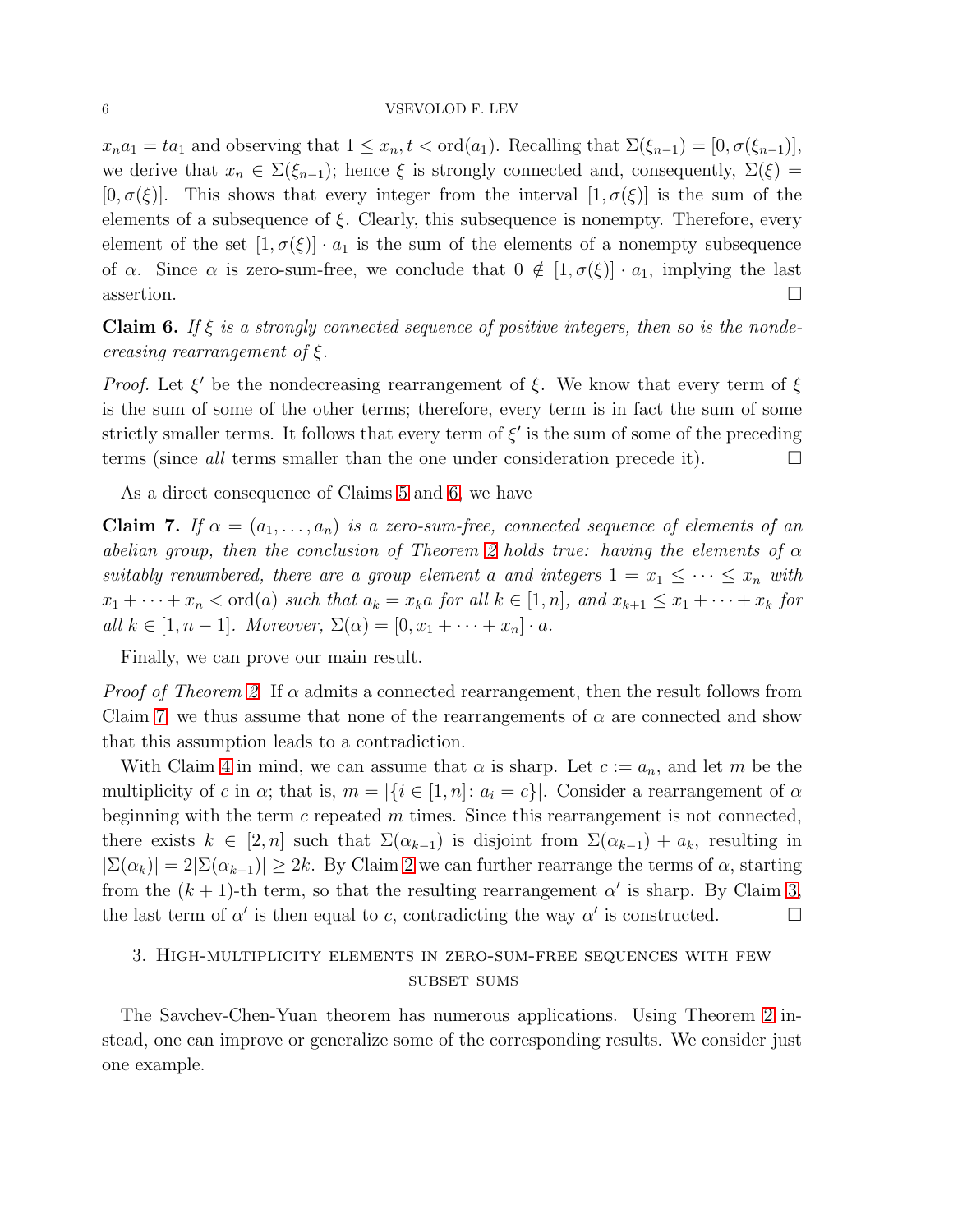$x_n a_1 = t a_1$ and observing that $1 \le x_n, t < \mathrm{ord}(a_1)$. Recalling that $\Sigma(\xi_{n-1}) = [0, \sigma(\xi_{n-1})]$, we derive that $x_n \in \Sigma(\xi_{n-1})$; hence $\xi$ is strongly connected and, consequently, $\Sigma(\xi) = [0, \sigma(\xi)]$. This shows that every integer from the interval $[1, \sigma(\xi)]$ is the sum of the elements of a subsequence of $\xi$. Clearly, this subsequence is nonempty. Therefore, every element of the set $[1, \sigma(\xi)] \cdot a_1$ is the sum of the elements of a nonempty subsequence of $\alpha$. Since $\alpha$ is zero-sum-free, we conclude that $0 \notin [1, \sigma(\xi)] \cdot a_1$, implying the last assertion. □

**Claim 6.** *If $\xi$ is a strongly connected sequence of positive integers, then so is the nondecreasing rearrangement of $\xi$.*

*Proof.* Let $\xi'$ be the nondecreasing rearrangement of $\xi$. We know that every term of $\xi$ is the sum of some of the other terms; therefore, every term is in fact the sum of some strictly smaller terms. It follows that every term of $\xi'$ is the sum of some of the preceding terms (since *all* terms smaller than the one under consideration precede it). □

As a direct consequence of Claims 5 and 6, we have

**Claim 7.** *If $\alpha = (a_1, \dots, a_n)$ is a zero-sum-free, connected sequence of elements of an abelian group, then the conclusion of Theorem 2 holds true: having the elements of $\alpha$ suitably renumbered, there are a group element $a$ and integers $1 = x_1 \le \dots \le x_n$ with $x_1 + \dots + x_n < \mathrm{ord}(a)$ such that $a_k = x_k a$ for all $k \in [1, n]$, and $x_{k+1} \le x_1 + \dots + x_k$ for all $k \in [1, n-1]$. Moreover, $\Sigma(\alpha) = [0, x_1 + \dots + x_n] \cdot a$.*

Finally, we can prove our main result.

*Proof of Theorem 2.* If $\alpha$ admits a connected rearrangement, then the result follows from Claim 7; we thus assume that none of the rearrangements of $\alpha$ are connected and show that this assumption leads to a contradiction.

With Claim 4 in mind, we can assume that $\alpha$ is sharp. Let $c := a_n$, and let $m$ be the multiplicity of $c$ in $\alpha$; that is, $m = |\{i \in [1, n] \colon a_i = c\}|$. Consider a rearrangement of $\alpha$ beginning with the term $c$ repeated $m$ times. Since this rearrangement is not connected, there exists $k \in [2, n]$ such that $\Sigma(\alpha_{k-1})$ is disjoint from $\Sigma(\alpha_{k-1}) + a_k$, resulting in $|\Sigma(\alpha_k)| = 2|\Sigma(\alpha_{k-1})| \ge 2k$. By Claim 2 we can further rearrange the terms of $\alpha$, starting from the $(k+1)$-th term, so that the resulting rearrangement $\alpha'$ is sharp. By Claim 3, the last term of $\alpha'$ is then equal to $c$, contradicting the way $\alpha'$ is constructed. □

## 3. High-multiplicity elements in zero-sum-free sequences with few subset sums

The Savchev-Chen-Yuan theorem has numerous applications. Using Theorem 2 instead, one can improve or generalize some of the corresponding results. We consider just one example.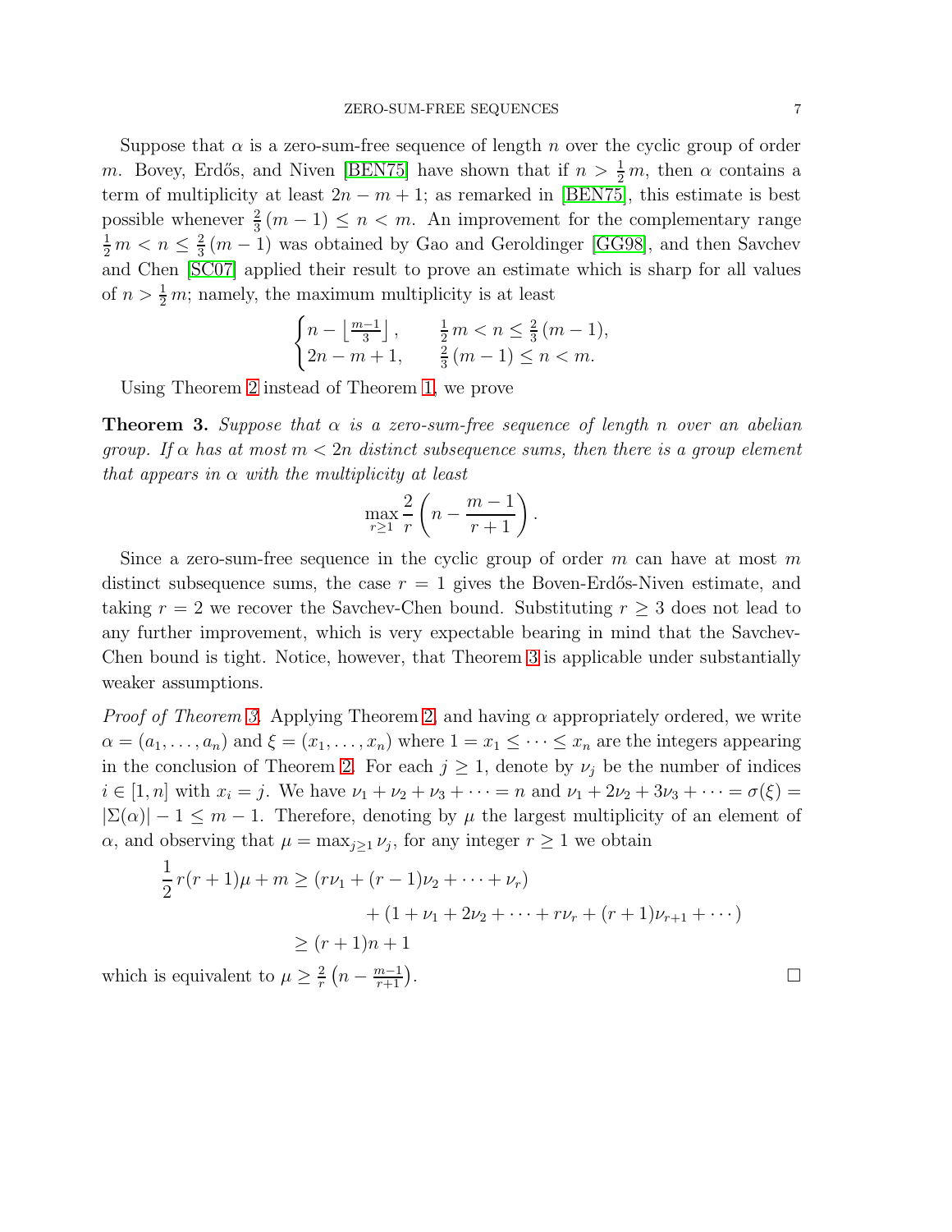Suppose that $\alpha$ is a zero-sum-free sequence of length $n$ over the cyclic group of order $m$. Bovey, Erdős, and Niven [BEN75] have shown that if $n > \frac{1}{2}m$, then $\alpha$ contains a term of multiplicity at least $2n - m + 1$; as remarked in [BEN75], this estimate is best possible whenever $\frac{2}{3}(m-1) \leq n < m$. An improvement for the complementary range $\frac{1}{2}m < n \leq \frac{2}{3}(m-1)$ was obtained by Gao and Geroldinger [GG98], and then Savchev and Chen [SC07] applied their result to prove an estimate which is sharp for all values of $n > \frac{1}{2}m$; namely, the maximum multiplicity is at least

$$\begin{cases} n - \left\lfloor \frac{m-1}{3} \right\rfloor, & \frac{1}{2}m < n \leq \frac{2}{3}(m-1), \\ 2n - m + 1, & \frac{2}{3}(m-1) \leq n < m. \end{cases}$$

Using Theorem 2 instead of Theorem 1, we prove

**Theorem 3.** *Suppose that $\alpha$ is a zero-sum-free sequence of length $n$ over an abelian group. If $\alpha$ has at most $m < 2n$ distinct subsequence sums, then there is a group element that appears in $\alpha$ with the multiplicity at least*

$$\max_{r \geq 1} \frac{2}{r}\left(n - \frac{m-1}{r+1}\right).$$

Since a zero-sum-free sequence in the cyclic group of order $m$ can have at most $m$ distinct subsequence sums, the case $r = 1$ gives the Boven-Erdős-Niven estimate, and taking $r = 2$ we recover the Savchev-Chen bound. Substituting $r \geq 3$ does not lead to any further improvement, which is very expectable bearing in mind that the Savchev-Chen bound is tight. Notice, however, that Theorem 3 is applicable under substantially weaker assumptions.

*Proof of Theorem 3.* Applying Theorem 2 and having $\alpha$ appropriately ordered, we write $\alpha = (a_1, \dots, a_n)$ and $\xi = (x_1, \dots, x_n)$ where $1 = x_1 \leq \dots \leq x_n$ are the integers appearing in the conclusion of Theorem 2. For each $j \geq 1$, denote by $\nu_j$ be the number of indices $i \in [1, n]$ with $x_i = j$. We have $\nu_1 + \nu_2 + \nu_3 + \dots = n$ and $\nu_1 + 2\nu_2 + 3\nu_3 + \dots = \sigma(\xi) = |\Sigma(\alpha)| - 1 \leq m - 1$. Therefore, denoting by $\mu$ the largest multiplicity of an element of $\alpha$, and observing that $\mu = \max_{j \geq 1} \nu_j$, for any integer $r \geq 1$ we obtain

$$\begin{aligned} \frac{1}{2}r(r+1)\mu + m &\geq (r\nu_1 + (r-1)\nu_2 + \dots + \nu_r) \\ &\qquad + (1 + \nu_1 + 2\nu_2 + \dots + r\nu_r + (r+1)\nu_{r+1} + \cdots) \\ &\geq (r+1)n + 1 \end{aligned}$$

which is equivalent to $\mu \geq \frac{2}{r}\left(n - \frac{m-1}{r+1}\right)$. $\square$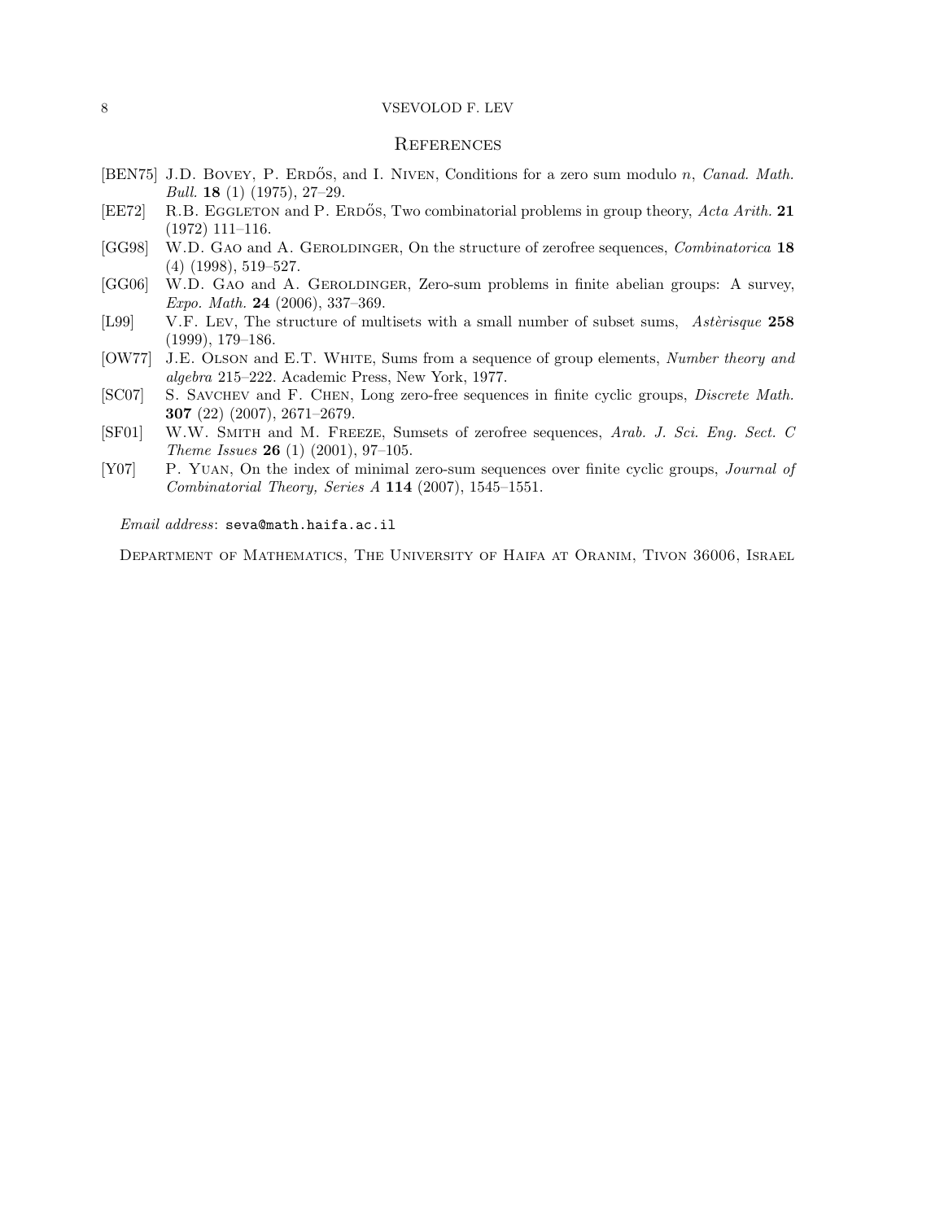## References

- [BEN75] J.D. Bovey, P. Erdős, and I. Niven, Conditions for a zero sum modulo $n$, *Canad. Math. Bull.* **18** (1) (1975), 27–29.
- [EE72] R.B. Eggleton and P. Erdős, Two combinatorial problems in group theory, *Acta Arith.* **21** (1972) 111–116.
- [GG98] W.D. Gao and A. Geroldinger, On the structure of zerofree sequences, *Combinatorica* **18** (4) (1998), 519–527.
- [GG06] W.D. Gao and A. Geroldinger, Zero-sum problems in finite abelian groups: A survey, *Expo. Math.* **24** (2006), 337–369.
- [L99] V.F. Lev, The structure of multisets with a small number of subset sums, *Astèrisque* **258** (1999), 179–186.
- [OW77] J.E. Olson and E.T. White, Sums from a sequence of group elements, *Number theory and algebra* 215–222. Academic Press, New York, 1977.
- [SC07] S. Savchev and F. Chen, Long zero-free sequences in finite cyclic groups, *Discrete Math.* **307** (22) (2007), 2671–2679.
- [SF01] W.W. Smith and M. Freeze, Sumsets of zerofree sequences, *Arab. J. Sci. Eng. Sect. C Theme Issues* **26** (1) (2001), 97–105.
- [Y07] P. Yuan, On the index of minimal zero-sum sequences over finite cyclic groups, *Journal of Combinatorial Theory, Series A* **114** (2007), 1545–1551.

*Email address*: seva@math.haifa.ac.il

Department of Mathematics, The University of Haifa at Oranim, Tivon 36006, Israel